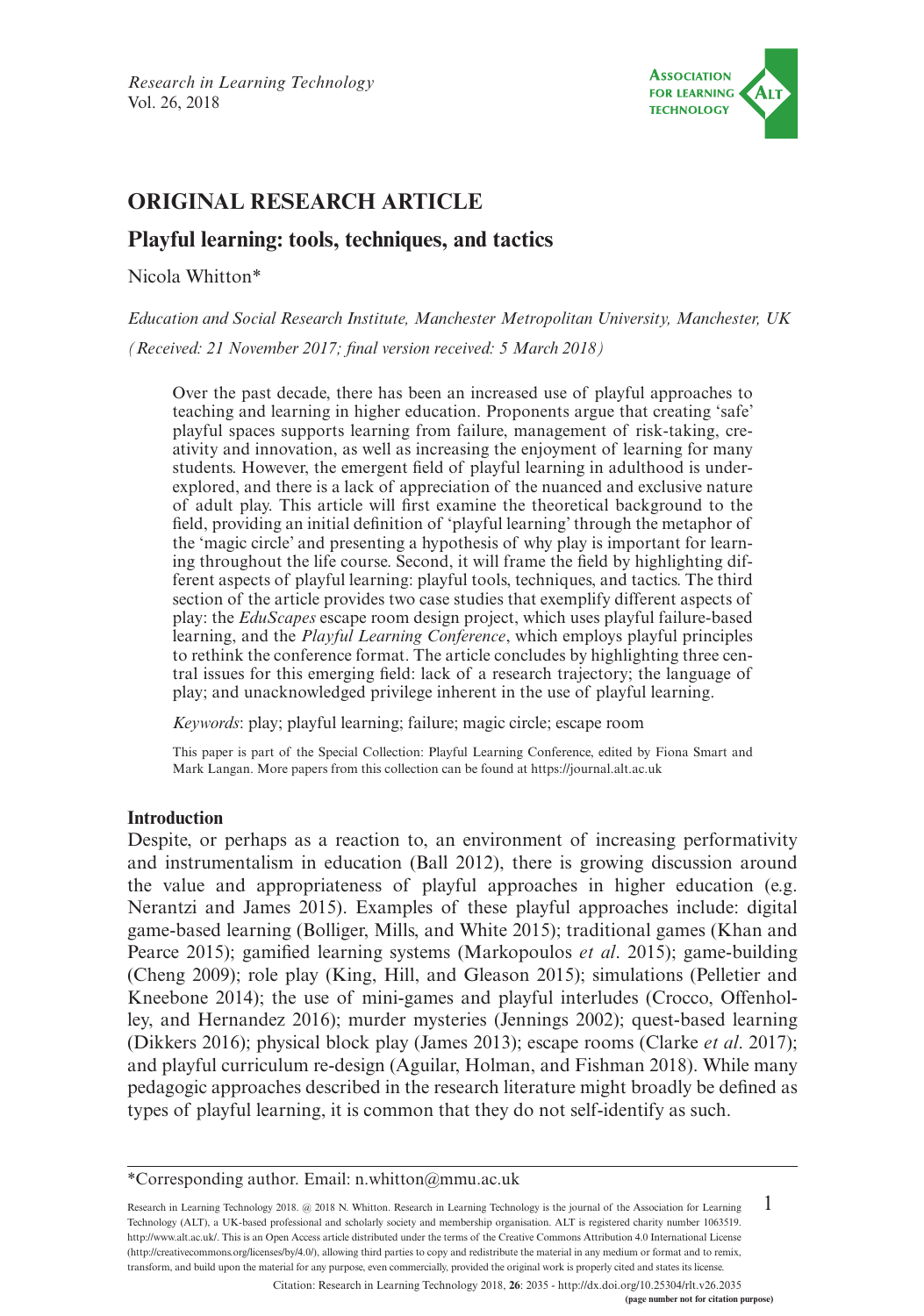# ORIGINAL RESEARCH ARTICLE

## Playful learning: tools, techniques, and tactics

Nicola Whitton*

*Education and Social Research Institute, Manchester Metropolitan University, Manchester, UK*

*(Received: 21 November 2017; final version received: 5 March 2018)*

Over the past decade, there has been an increased use of playful approaches to teaching and learning in higher education. Proponents argue that creating 'safe' playful spaces supports learning from failure, management of risk-taking, creativity and innovation, as well as increasing the enjoyment of learning for many students. However, the emergent field of playful learning in adulthood is under-explored, and there is a lack of appreciation of the nuanced and exclusive nature of adult play. This article will first examine the theoretical background to the field, providing an initial definition of 'playful learning' through the metaphor of the 'magic circle' and presenting a hypothesis of why play is important for learning throughout the life course. Second, it will frame the field by highlighting different aspects of playful learning: playful tools, techniques, and tactics. The third section of the article provides two case studies that exemplify different aspects of play: the *EduScapes* escape room design project, which uses playful failure-based learning, and the *Playful Learning Conference*, which employs playful principles to rethink the conference format. The article concludes by highlighting three central issues for this emerging field: lack of a research trajectory; the language of play; and unacknowledged privilege inherent in the use of playful learning.

*Keywords*: play; playful learning; failure; magic circle; escape room

This paper is part of the Special Collection: Playful Learning Conference, edited by Fiona Smart and Mark Langan. More papers from this collection can be found at https://journal.alt.ac.uk

### Introduction

Despite, or perhaps as a reaction to, an environment of increasing performativity and instrumentalism in education (Ball 2012), there is growing discussion around the value and appropriateness of playful approaches in higher education (e.g. Nerantzi and James 2015). Examples of these playful approaches include: digital game-based learning (Bolliger, Mills, and White 2015); traditional games (Khan and Pearce 2015); gamified learning systems (Markopoulos *et al*. 2015); game-building (Cheng 2009); role play (King, Hill, and Gleason 2015); simulations (Pelletier and Kneebone 2014); the use of mini-games and playful interludes (Crocco, Offenholley, and Hernandez 2016); murder mysteries (Jennings 2002); quest-based learning (Dikkers 2016); physical block play (James 2013); escape rooms (Clarke *et al*. 2017); and playful curriculum re-design (Aguilar, Holman, and Fishman 2018). While many pedagogic approaches described in the research literature might broadly be defined as types of playful learning, it is common that they do not self-identify as such.

*Corresponding author. Email: n.whitton@mmu.ac.uk

Research in Learning Technology 2018. @ 2018 N. Whitton. Research in Learning Technology is the journal of the Association for Learning Technology (ALT), a UK-based professional and scholarly society and membership organisation. ALT is registered charity number 1063519. http://www.alt.ac.uk/. This is an Open Access article distributed under the terms of the Creative Commons Attribution 4.0 International License (http://creativecommons.org/licenses/by/4.0/), allowing third parties to copy and redistribute the material in any medium or format and to remix, transform, and build upon the material for any purpose, even commercially, provided the original work is properly cited and states its license.

Citation: Research in Learning Technology 2018, **26**: 2035 - http://dx.doi.org/10.25304/rlt.v26.2035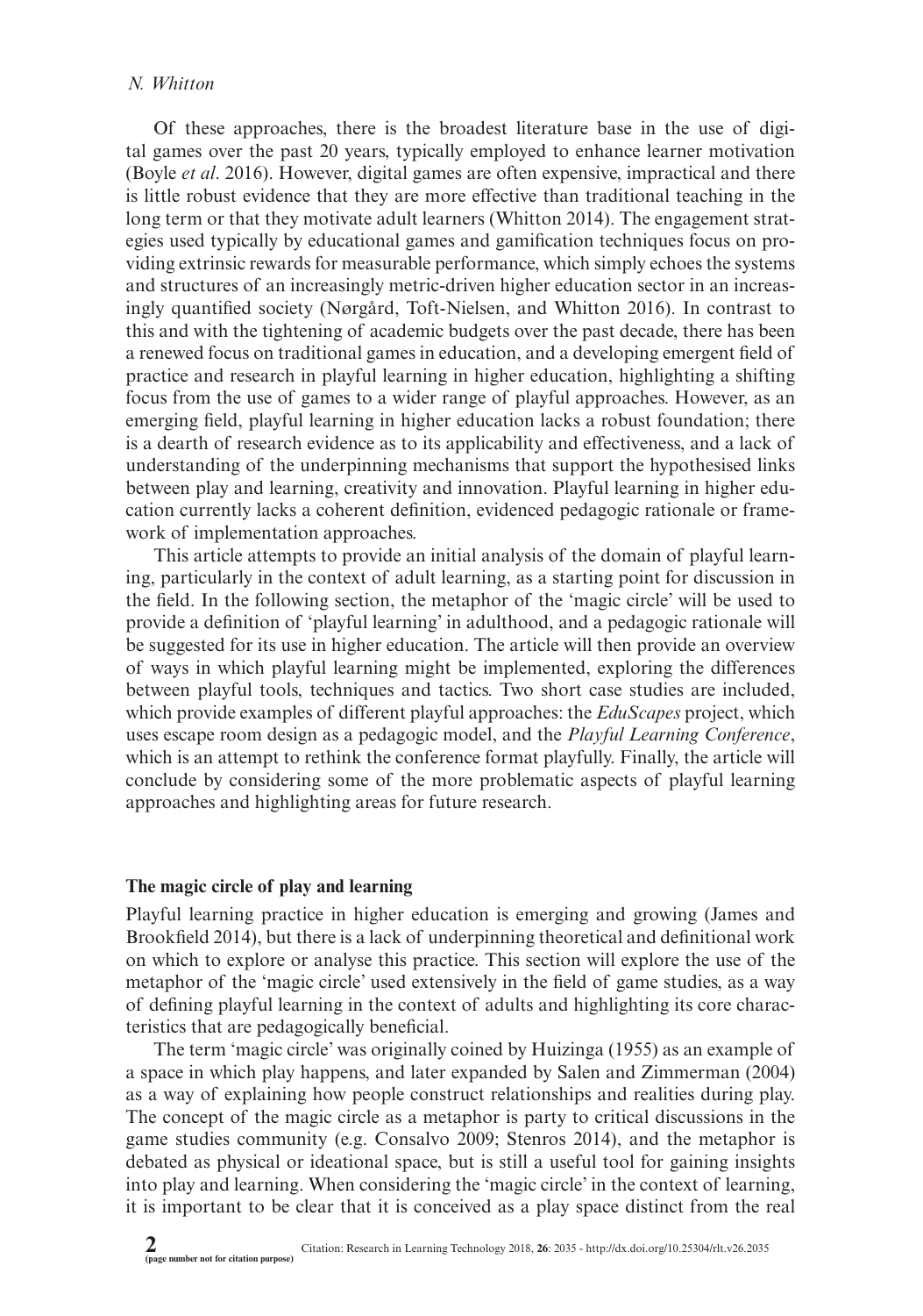Of these approaches, there is the broadest literature base in the use of digital games over the past 20 years, typically employed to enhance learner motivation (Boyle *et al*. 2016). However, digital games are often expensive, impractical and there is little robust evidence that they are more effective than traditional teaching in the long term or that they motivate adult learners (Whitton 2014). The engagement strategies used typically by educational games and gamification techniques focus on providing extrinsic rewards for measurable performance, which simply echoes the systems and structures of an increasingly metric-driven higher education sector in an increasingly quantified society (Nørgård, Toft-Nielsen, and Whitton 2016). In contrast to this and with the tightening of academic budgets over the past decade, there has been a renewed focus on traditional games in education, and a developing emergent field of practice and research in playful learning in higher education, highlighting a shifting focus from the use of games to a wider range of playful approaches. However, as an emerging field, playful learning in higher education lacks a robust foundation; there is a dearth of research evidence as to its applicability and effectiveness, and a lack of understanding of the underpinning mechanisms that support the hypothesised links between play and learning, creativity and innovation. Playful learning in higher education currently lacks a coherent definition, evidenced pedagogic rationale or framework of implementation approaches.

This article attempts to provide an initial analysis of the domain of playful learning, particularly in the context of adult learning, as a starting point for discussion in the field. In the following section, the metaphor of the 'magic circle' will be used to provide a definition of 'playful learning' in adulthood, and a pedagogic rationale will be suggested for its use in higher education. The article will then provide an overview of ways in which playful learning might be implemented, exploring the differences between playful tools, techniques and tactics. Two short case studies are included, which provide examples of different playful approaches: the *EduScapes* project, which uses escape room design as a pedagogic model, and the *Playful Learning Conference*, which is an attempt to rethink the conference format playfully. Finally, the article will conclude by considering some of the more problematic aspects of playful learning approaches and highlighting areas for future research.

## The magic circle of play and learning

Playful learning practice in higher education is emerging and growing (James and Brookfield 2014), but there is a lack of underpinning theoretical and definitional work on which to explore or analyse this practice. This section will explore the use of the metaphor of the 'magic circle' used extensively in the field of game studies, as a way of defining playful learning in the context of adults and highlighting its core characteristics that are pedagogically beneficial.

The term 'magic circle' was originally coined by Huizinga (1955) as an example of a space in which play happens, and later expanded by Salen and Zimmerman (2004) as a way of explaining how people construct relationships and realities during play. The concept of the magic circle as a metaphor is party to critical discussions in the game studies community (e.g. Consalvo 2009; Stenros 2014), and the metaphor is debated as physical or ideational space, but is still a useful tool for gaining insights into play and learning. When considering the 'magic circle' in the context of learning, it is important to be clear that it is conceived as a play space distinct from the real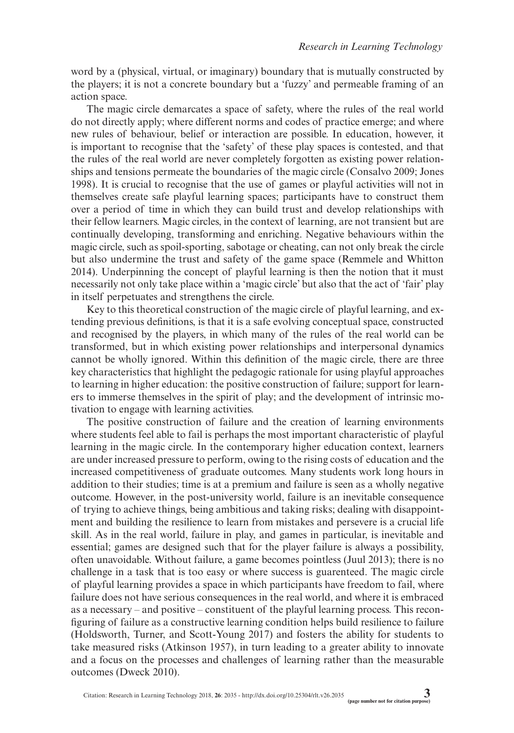word by a (physical, virtual, or imaginary) boundary that is mutually constructed by the players; it is not a concrete boundary but a 'fuzzy' and permeable framing of an action space.

The magic circle demarcates a space of safety, where the rules of the real world do not directly apply; where different norms and codes of practice emerge; and where new rules of behaviour, belief or interaction are possible. In education, however, it is important to recognise that the 'safety' of these play spaces is contested, and that the rules of the real world are never completely forgotten as existing power relationships and tensions permeate the boundaries of the magic circle (Consalvo 2009; Jones 1998). It is crucial to recognise that the use of games or playful activities will not in themselves create safe playful learning spaces; participants have to construct them over a period of time in which they can build trust and develop relationships with their fellow learners. Magic circles, in the context of learning, are not transient but are continually developing, transforming and enriching. Negative behaviours within the magic circle, such as spoil-sporting, sabotage or cheating, can not only break the circle but also undermine the trust and safety of the game space (Remmele and Whitton 2014). Underpinning the concept of playful learning is then the notion that it must necessarily not only take place within a 'magic circle' but also that the act of 'fair' play in itself perpetuates and strengthens the circle.

Key to this theoretical construction of the magic circle of playful learning, and extending previous definitions, is that it is a safe evolving conceptual space, constructed and recognised by the players, in which many of the rules of the real world can be transformed, but in which existing power relationships and interpersonal dynamics cannot be wholly ignored. Within this definition of the magic circle, there are three key characteristics that highlight the pedagogic rationale for using playful approaches to learning in higher education: the positive construction of failure; support for learners to immerse themselves in the spirit of play; and the development of intrinsic motivation to engage with learning activities.

The positive construction of failure and the creation of learning environments where students feel able to fail is perhaps the most important characteristic of playful learning in the magic circle. In the contemporary higher education context, learners are under increased pressure to perform, owing to the rising costs of education and the increased competitiveness of graduate outcomes. Many students work long hours in addition to their studies; time is at a premium and failure is seen as a wholly negative outcome. However, in the post-university world, failure is an inevitable consequence of trying to achieve things, being ambitious and taking risks; dealing with disappointment and building the resilience to learn from mistakes and persevere is a crucial life skill. As in the real world, failure in play, and games in particular, is inevitable and essential; games are designed such that for the player failure is always a possibility, often unavoidable. Without failure, a game becomes pointless (Juul 2013); there is no challenge in a task that is too easy or where success is guarenteed. The magic circle of playful learning provides a space in which participants have freedom to fail, where failure does not have serious consequences in the real world, and where it is embraced as a necessary – and positive – constituent of the playful learning process. This reconfiguring of failure as a constructive learning condition helps build resilience to failure (Holdsworth, Turner, and Scott-Young 2017) and fosters the ability for students to take measured risks (Atkinson 1957), in turn leading to a greater ability to innovate and a focus on the processes and challenges of learning rather than the measurable outcomes (Dweck 2010).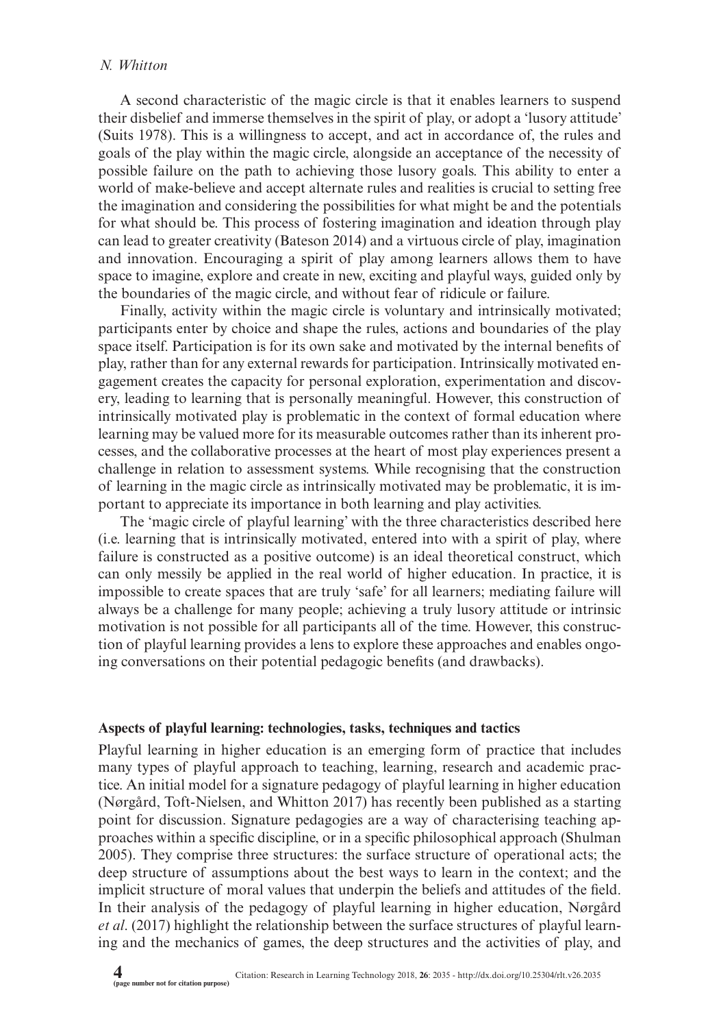A second characteristic of the magic circle is that it enables learners to suspend their disbelief and immerse themselves in the spirit of play, or adopt a 'lusory attitude' (Suits 1978). This is a willingness to accept, and act in accordance of, the rules and goals of the play within the magic circle, alongside an acceptance of the necessity of possible failure on the path to achieving those lusory goals. This ability to enter a world of make-believe and accept alternate rules and realities is crucial to setting free the imagination and considering the possibilities for what might be and the potentials for what should be. This process of fostering imagination and ideation through play can lead to greater creativity (Bateson 2014) and a virtuous circle of play, imagination and innovation. Encouraging a spirit of play among learners allows them to have space to imagine, explore and create in new, exciting and playful ways, guided only by the boundaries of the magic circle, and without fear of ridicule or failure.

Finally, activity within the magic circle is voluntary and intrinsically motivated; participants enter by choice and shape the rules, actions and boundaries of the play space itself. Participation is for its own sake and motivated by the internal benefits of play, rather than for any external rewards for participation. Intrinsically motivated engagement creates the capacity for personal exploration, experimentation and discovery, leading to learning that is personally meaningful. However, this construction of intrinsically motivated play is problematic in the context of formal education where learning may be valued more for its measurable outcomes rather than its inherent processes, and the collaborative processes at the heart of most play experiences present a challenge in relation to assessment systems. While recognising that the construction of learning in the magic circle as intrinsically motivated may be problematic, it is important to appreciate its importance in both learning and play activities.

The 'magic circle of playful learning' with the three characteristics described here (i.e. learning that is intrinsically motivated, entered into with a spirit of play, where failure is constructed as a positive outcome) is an ideal theoretical construct, which can only messily be applied in the real world of higher education. In practice, it is impossible to create spaces that are truly 'safe' for all learners; mediating failure will always be a challenge for many people; achieving a truly lusory attitude or intrinsic motivation is not possible for all participants all of the time. However, this construction of playful learning provides a lens to explore these approaches and enables ongoing conversations on their potential pedagogic benefits (and drawbacks).

## Aspects of playful learning: technologies, tasks, techniques and tactics

Playful learning in higher education is an emerging form of practice that includes many types of playful approach to teaching, learning, research and academic practice. An initial model for a signature pedagogy of playful learning in higher education (Nørgård, Toft-Nielsen, and Whitton 2017) has recently been published as a starting point for discussion. Signature pedagogies are a way of characterising teaching approaches within a specific discipline, or in a specific philosophical approach (Shulman 2005). They comprise three structures: the surface structure of operational acts; the deep structure of assumptions about the best ways to learn in the context; and the implicit structure of moral values that underpin the beliefs and attitudes of the field. In their analysis of the pedagogy of playful learning in higher education, Nørgård *et al*. (2017) highlight the relationship between the surface structures of playful learning and the mechanics of games, the deep structures and the activities of play, and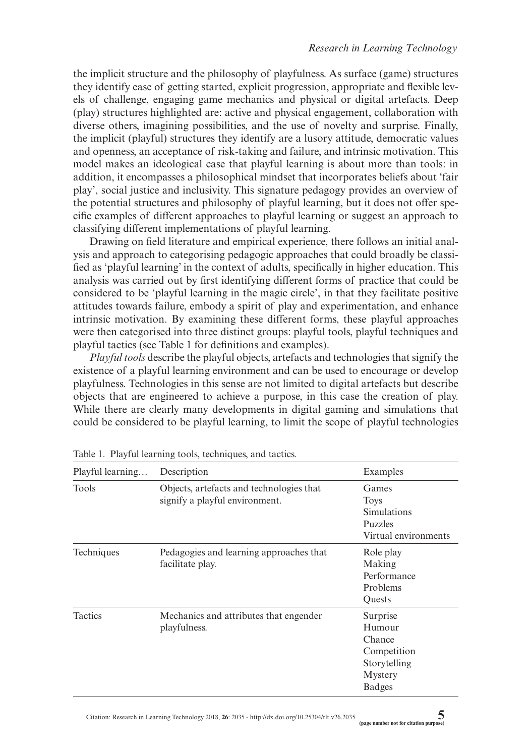the implicit structure and the philosophy of playfulness. As surface (game) structures they identify ease of getting started, explicit progression, appropriate and flexible levels of challenge, engaging game mechanics and physical or digital artefacts. Deep (play) structures highlighted are: active and physical engagement, collaboration with diverse others, imagining possibilities, and the use of novelty and surprise. Finally, the implicit (playful) structures they identify are a lusory attitude, democratic values and openness, an acceptance of risk-taking and failure, and intrinsic motivation. This model makes an ideological case that playful learning is about more than tools: in addition, it encompasses a philosophical mindset that incorporates beliefs about 'fair play', social justice and inclusivity. This signature pedagogy provides an overview of the potential structures and philosophy of playful learning, but it does not offer specific examples of different approaches to playful learning or suggest an approach to classifying different implementations of playful learning.

Drawing on field literature and empirical experience, there follows an initial analysis and approach to categorising pedagogic approaches that could broadly be classified as 'playful learning' in the context of adults, specifically in higher education. This analysis was carried out by first identifying different forms of practice that could be considered to be 'playful learning in the magic circle', in that they facilitate positive attitudes towards failure, embody a spirit of play and experimentation, and enhance intrinsic motivation. By examining these different forms, these playful approaches were then categorised into three distinct groups: playful tools, playful techniques and playful tactics (see Table 1 for definitions and examples).

*Playful tools* describe the playful objects, artefacts and technologies that signify the existence of a playful learning environment and can be used to encourage or develop playfulness. Technologies in this sense are not limited to digital artefacts but describe objects that are engineered to achieve a purpose, in this case the creation of play. While there are clearly many developments in digital gaming and simulations that could be considered to be playful learning, to limit the scope of playful technologies

Table 1. Playful learning tools, techniques, and tactics.

| Playful learning… | Description | Examples |
|---|---|---|
| Tools | Objects, artefacts and technologies that signify a playful environment. | Games<br>Toys<br>Simulations<br>Puzzles<br>Virtual environments |
| Techniques | Pedagogies and learning approaches that facilitate play. | Role play<br>Making<br>Performance<br>Problems<br>Quests |
| Tactics | Mechanics and attributes that engender playfulness. | Surprise<br>Humour<br>Chance<br>Competition<br>Storytelling<br>Mystery<br>Badges |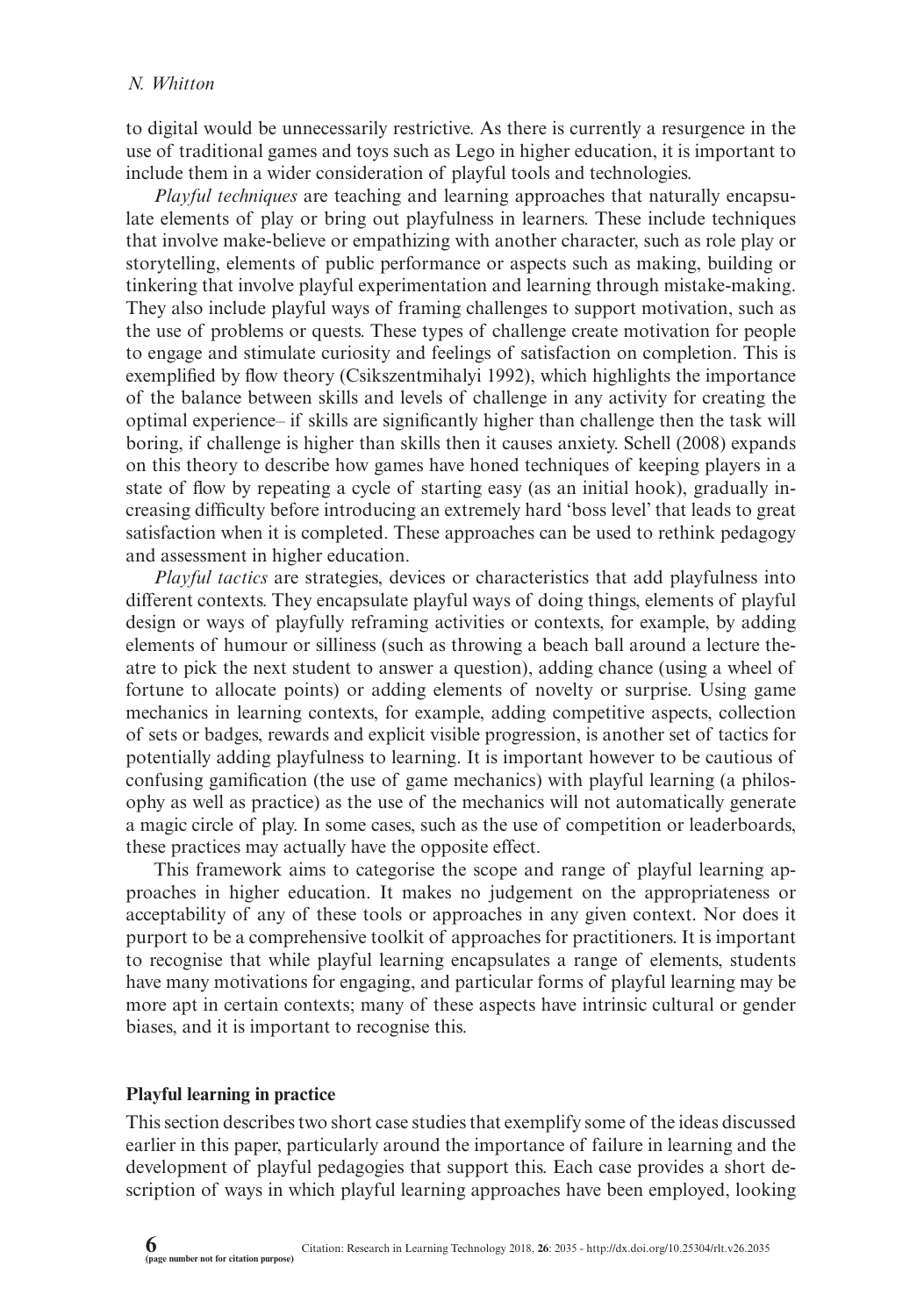to digital would be unnecessarily restrictive. As there is currently a resurgence in the use of traditional games and toys such as Lego in higher education, it is important to include them in a wider consideration of playful tools and technologies.

*Playful techniques* are teaching and learning approaches that naturally encapsulate elements of play or bring out playfulness in learners. These include techniques that involve make-believe or empathizing with another character, such as role play or storytelling, elements of public performance or aspects such as making, building or tinkering that involve playful experimentation and learning through mistake-making. They also include playful ways of framing challenges to support motivation, such as the use of problems or quests. These types of challenge create motivation for people to engage and stimulate curiosity and feelings of satisfaction on completion. This is exemplified by flow theory (Csikszentmihalyi 1992), which highlights the importance of the balance between skills and levels of challenge in any activity for creating the optimal experience– if skills are significantly higher than challenge then the task will boring, if challenge is higher than skills then it causes anxiety. Schell (2008) expands on this theory to describe how games have honed techniques of keeping players in a state of flow by repeating a cycle of starting easy (as an initial hook), gradually increasing difficulty before introducing an extremely hard 'boss level' that leads to great satisfaction when it is completed. These approaches can be used to rethink pedagogy and assessment in higher education.

*Playful tactics* are strategies, devices or characteristics that add playfulness into different contexts. They encapsulate playful ways of doing things, elements of playful design or ways of playfully reframing activities or contexts, for example, by adding elements of humour or silliness (such as throwing a beach ball around a lecture theatre to pick the next student to answer a question), adding chance (using a wheel of fortune to allocate points) or adding elements of novelty or surprise. Using game mechanics in learning contexts, for example, adding competitive aspects, collection of sets or badges, rewards and explicit visible progression, is another set of tactics for potentially adding playfulness to learning. It is important however to be cautious of confusing gamification (the use of game mechanics) with playful learning (a philosophy as well as practice) as the use of the mechanics will not automatically generate a magic circle of play. In some cases, such as the use of competition or leaderboards, these practices may actually have the opposite effect.

This framework aims to categorise the scope and range of playful learning approaches in higher education. It makes no judgement on the appropriateness or acceptability of any of these tools or approaches in any given context. Nor does it purport to be a comprehensive toolkit of approaches for practitioners. It is important to recognise that while playful learning encapsulates a range of elements, students have many motivations for engaging, and particular forms of playful learning may be more apt in certain contexts; many of these aspects have intrinsic cultural or gender biases, and it is important to recognise this.

## Playful learning in practice

This section describes two short case studies that exemplify some of the ideas discussed earlier in this paper, particularly around the importance of failure in learning and the development of playful pedagogies that support this. Each case provides a short description of ways in which playful learning approaches have been employed, looking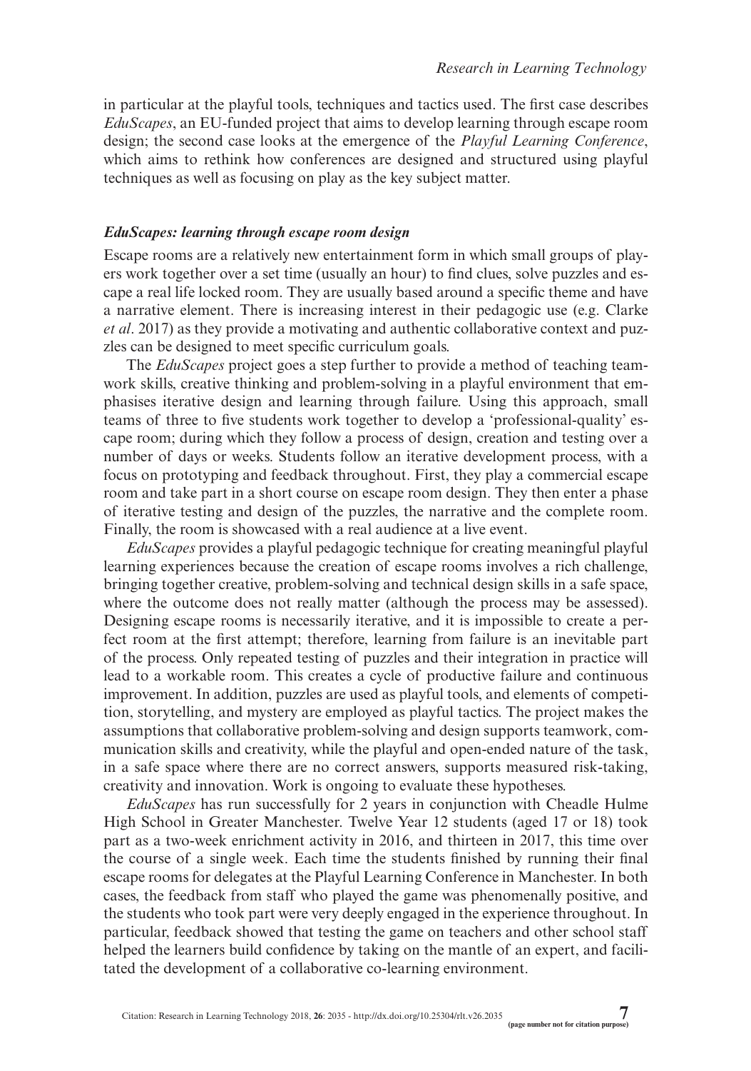in particular at the playful tools, techniques and tactics used. The first case describes *EduScapes*, an EU-funded project that aims to develop learning through escape room design; the second case looks at the emergence of the *Playful Learning Conference*, which aims to rethink how conferences are designed and structured using playful techniques as well as focusing on play as the key subject matter.

### *EduScapes: learning through escape room design*

Escape rooms are a relatively new entertainment form in which small groups of players work together over a set time (usually an hour) to find clues, solve puzzles and escape a real life locked room. They are usually based around a specific theme and have a narrative element. There is increasing interest in their pedagogic use (e.g. Clarke *et al*. 2017) as they provide a motivating and authentic collaborative context and puzzles can be designed to meet specific curriculum goals.

The *EduScapes* project goes a step further to provide a method of teaching teamwork skills, creative thinking and problem-solving in a playful environment that emphasises iterative design and learning through failure. Using this approach, small teams of three to five students work together to develop a 'professional-quality' escape room; during which they follow a process of design, creation and testing over a number of days or weeks. Students follow an iterative development process, with a focus on prototyping and feedback throughout. First, they play a commercial escape room and take part in a short course on escape room design. They then enter a phase of iterative testing and design of the puzzles, the narrative and the complete room. Finally, the room is showcased with a real audience at a live event.

*EduScapes* provides a playful pedagogic technique for creating meaningful playful learning experiences because the creation of escape rooms involves a rich challenge, bringing together creative, problem-solving and technical design skills in a safe space, where the outcome does not really matter (although the process may be assessed). Designing escape rooms is necessarily iterative, and it is impossible to create a perfect room at the first attempt; therefore, learning from failure is an inevitable part of the process. Only repeated testing of puzzles and their integration in practice will lead to a workable room. This creates a cycle of productive failure and continuous improvement. In addition, puzzles are used as playful tools, and elements of competition, storytelling, and mystery are employed as playful tactics. The project makes the assumptions that collaborative problem-solving and design supports teamwork, communication skills and creativity, while the playful and open-ended nature of the task, in a safe space where there are no correct answers, supports measured risk-taking, creativity and innovation. Work is ongoing to evaluate these hypotheses.

*EduScapes* has run successfully for 2 years in conjunction with Cheadle Hulme High School in Greater Manchester. Twelve Year 12 students (aged 17 or 18) took part as a two-week enrichment activity in 2016, and thirteen in 2017, this time over the course of a single week. Each time the students finished by running their final escape rooms for delegates at the Playful Learning Conference in Manchester. In both cases, the feedback from staff who played the game was phenomenally positive, and the students who took part were very deeply engaged in the experience throughout. In particular, feedback showed that testing the game on teachers and other school staff helped the learners build confidence by taking on the mantle of an expert, and facilitated the development of a collaborative co-learning environment.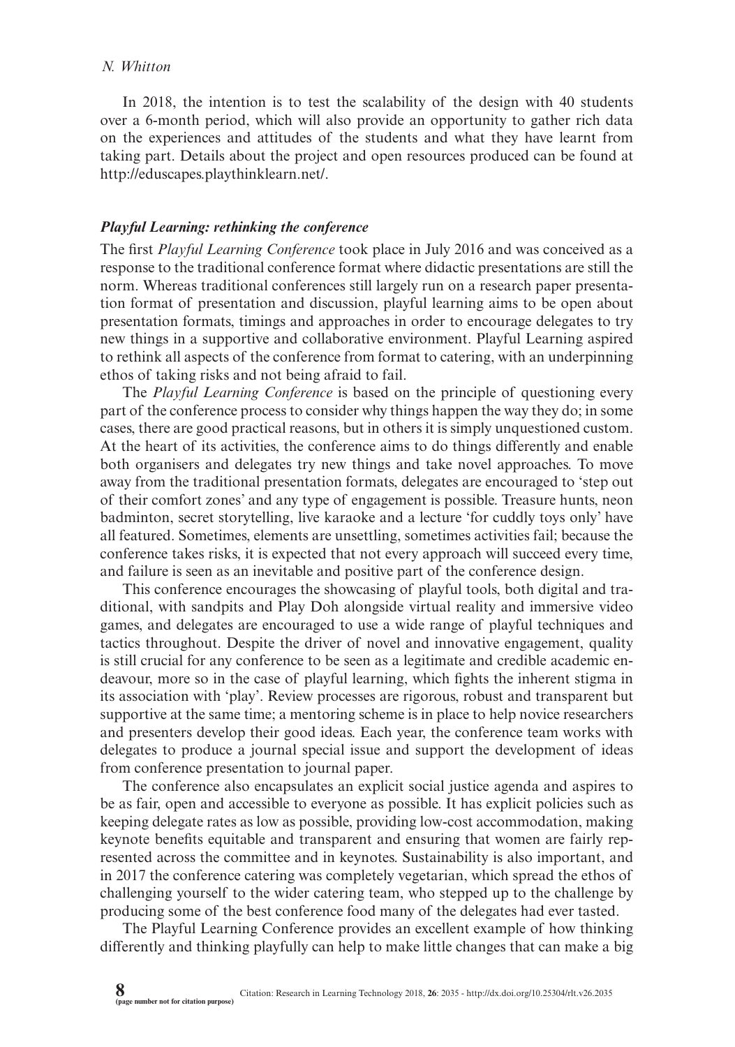In 2018, the intention is to test the scalability of the design with 40 students over a 6-month period, which will also provide an opportunity to gather rich data on the experiences and attitudes of the students and what they have learnt from taking part. Details about the project and open resources produced can be found at http://eduscapes.playthinklearn.net/.

### *Playful Learning: rethinking the conference*

The first *Playful Learning Conference* took place in July 2016 and was conceived as a response to the traditional conference format where didactic presentations are still the norm. Whereas traditional conferences still largely run on a research paper presentation format of presentation and discussion, playful learning aims to be open about presentation formats, timings and approaches in order to encourage delegates to try new things in a supportive and collaborative environment. Playful Learning aspired to rethink all aspects of the conference from format to catering, with an underpinning ethos of taking risks and not being afraid to fail.

The *Playful Learning Conference* is based on the principle of questioning every part of the conference process to consider why things happen the way they do; in some cases, there are good practical reasons, but in others it is simply unquestioned custom. At the heart of its activities, the conference aims to do things differently and enable both organisers and delegates try new things and take novel approaches. To move away from the traditional presentation formats, delegates are encouraged to 'step out of their comfort zones' and any type of engagement is possible. Treasure hunts, neon badminton, secret storytelling, live karaoke and a lecture 'for cuddly toys only' have all featured. Sometimes, elements are unsettling, sometimes activities fail; because the conference takes risks, it is expected that not every approach will succeed every time, and failure is seen as an inevitable and positive part of the conference design.

This conference encourages the showcasing of playful tools, both digital and traditional, with sandpits and Play Doh alongside virtual reality and immersive video games, and delegates are encouraged to use a wide range of playful techniques and tactics throughout. Despite the driver of novel and innovative engagement, quality is still crucial for any conference to be seen as a legitimate and credible academic endeavour, more so in the case of playful learning, which fights the inherent stigma in its association with 'play'. Review processes are rigorous, robust and transparent but supportive at the same time; a mentoring scheme is in place to help novice researchers and presenters develop their good ideas. Each year, the conference team works with delegates to produce a journal special issue and support the development of ideas from conference presentation to journal paper.

The conference also encapsulates an explicit social justice agenda and aspires to be as fair, open and accessible to everyone as possible. It has explicit policies such as keeping delegate rates as low as possible, providing low-cost accommodation, making keynote benefits equitable and transparent and ensuring that women are fairly represented across the committee and in keynotes. Sustainability is also important, and in 2017 the conference catering was completely vegetarian, which spread the ethos of challenging yourself to the wider catering team, who stepped up to the challenge by producing some of the best conference food many of the delegates had ever tasted.

The Playful Learning Conference provides an excellent example of how thinking differently and thinking playfully can help to make little changes that can make a big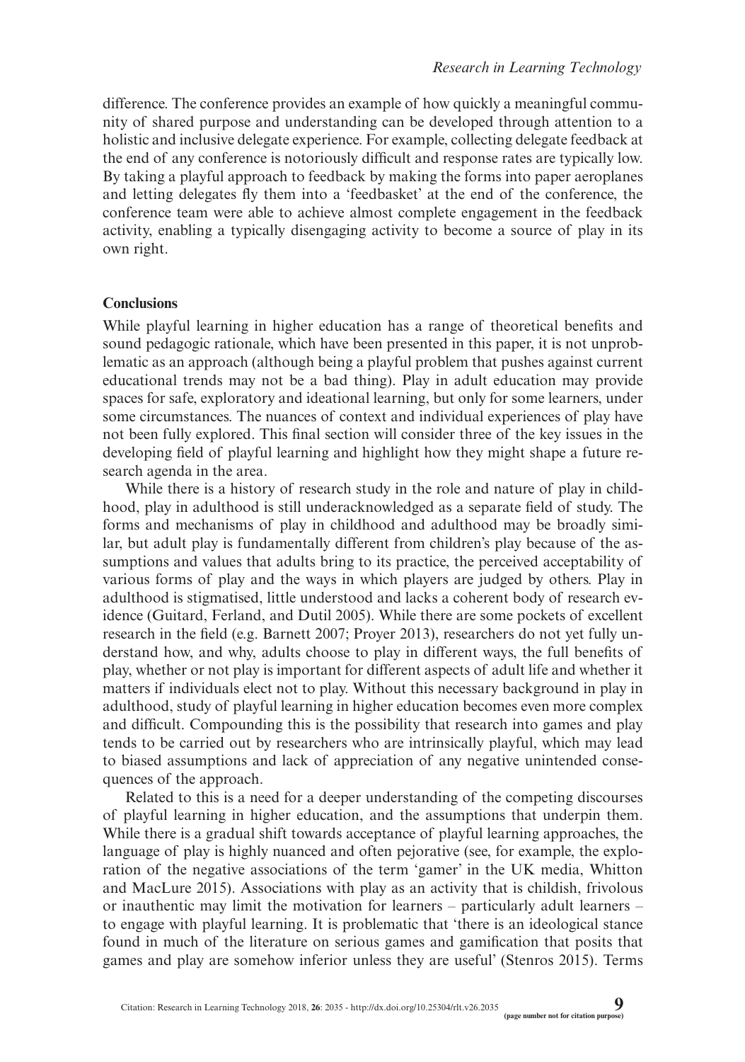difference. The conference provides an example of how quickly a meaningful community of shared purpose and understanding can be developed through attention to a holistic and inclusive delegate experience. For example, collecting delegate feedback at the end of any conference is notoriously difficult and response rates are typically low. By taking a playful approach to feedback by making the forms into paper aeroplanes and letting delegates fly them into a 'feedbasket' at the end of the conference, the conference team were able to achieve almost complete engagement in the feedback activity, enabling a typically disengaging activity to become a source of play in its own right.

## Conclusions

While playful learning in higher education has a range of theoretical benefits and sound pedagogic rationale, which have been presented in this paper, it is not unproblematic as an approach (although being a playful problem that pushes against current educational trends may not be a bad thing). Play in adult education may provide spaces for safe, exploratory and ideational learning, but only for some learners, under some circumstances. The nuances of context and individual experiences of play have not been fully explored. This final section will consider three of the key issues in the developing field of playful learning and highlight how they might shape a future research agenda in the area.

While there is a history of research study in the role and nature of play in childhood, play in adulthood is still underacknowledged as a separate field of study. The forms and mechanisms of play in childhood and adulthood may be broadly similar, but adult play is fundamentally different from children's play because of the assumptions and values that adults bring to its practice, the perceived acceptability of various forms of play and the ways in which players are judged by others. Play in adulthood is stigmatised, little understood and lacks a coherent body of research evidence (Guitard, Ferland, and Dutil 2005). While there are some pockets of excellent research in the field (e.g. Barnett 2007; Proyer 2013), researchers do not yet fully understand how, and why, adults choose to play in different ways, the full benefits of play, whether or not play is important for different aspects of adult life and whether it matters if individuals elect not to play. Without this necessary background in play in adulthood, study of playful learning in higher education becomes even more complex and difficult. Compounding this is the possibility that research into games and play tends to be carried out by researchers who are intrinsically playful, which may lead to biased assumptions and lack of appreciation of any negative unintended consequences of the approach.

Related to this is a need for a deeper understanding of the competing discourses of playful learning in higher education, and the assumptions that underpin them. While there is a gradual shift towards acceptance of playful learning approaches, the language of play is highly nuanced and often pejorative (see, for example, the exploration of the negative associations of the term 'gamer' in the UK media, Whitton and MacLure 2015). Associations with play as an activity that is childish, frivolous or inauthentic may limit the motivation for learners – particularly adult learners – to engage with playful learning. It is problematic that 'there is an ideological stance found in much of the literature on serious games and gamification that posits that games and play are somehow inferior unless they are useful' (Stenros 2015). Terms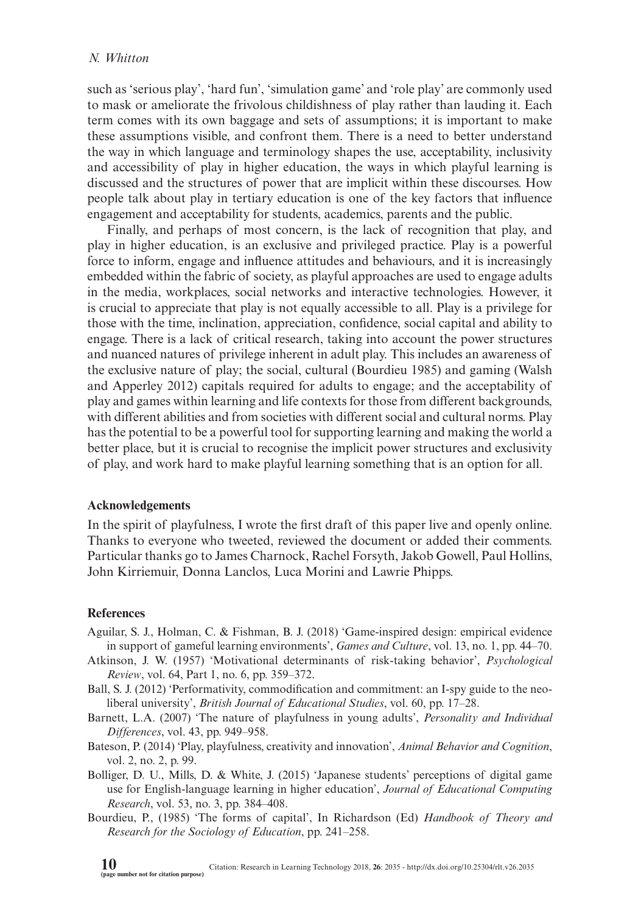such as 'serious play', 'hard fun', 'simulation game' and 'role play' are commonly used to mask or ameliorate the frivolous childishness of play rather than lauding it. Each term comes with its own baggage and sets of assumptions; it is important to make these assumptions visible, and confront them. There is a need to better understand the way in which language and terminology shapes the use, acceptability, inclusivity and accessibility of play in higher education, the ways in which playful learning is discussed and the structures of power that are implicit within these discourses. How people talk about play in tertiary education is one of the key factors that influence engagement and acceptability for students, academics, parents and the public.

Finally, and perhaps of most concern, is the lack of recognition that play, and play in higher education, is an exclusive and privileged practice. Play is a powerful force to inform, engage and influence attitudes and behaviours, and it is increasingly embedded within the fabric of society, as playful approaches are used to engage adults in the media, workplaces, social networks and interactive technologies. However, it is crucial to appreciate that play is not equally accessible to all. Play is a privilege for those with the time, inclination, appreciation, confidence, social capital and ability to engage. There is a lack of critical research, taking into account the power structures and nuanced natures of privilege inherent in adult play. This includes an awareness of the exclusive nature of play; the social, cultural (Bourdieu 1985) and gaming (Walsh and Apperley 2012) capitals required for adults to engage; and the acceptability of play and games within learning and life contexts for those from different backgrounds, with different abilities and from societies with different social and cultural norms. Play has the potential to be a powerful tool for supporting learning and making the world a better place, but it is crucial to recognise the implicit power structures and exclusivity of play, and work hard to make playful learning something that is an option for all.

## Acknowledgements

In the spirit of playfulness, I wrote the first draft of this paper live and openly online. Thanks to everyone who tweeted, reviewed the document or added their comments. Particular thanks go to James Charnock, Rachel Forsyth, Jakob Gowell, Paul Hollins, John Kirriemuir, Donna Lanclos, Luca Morini and Lawrie Phipps.

## References

Aguilar, S. J., Holman, C. & Fishman, B. J. (2018) 'Game-inspired design: empirical evidence in support of gameful learning environments', *Games and Culture*, vol. 13, no. 1, pp. 44–70.

Atkinson, J. W. (1957) 'Motivational determinants of risk-taking behavior', *Psychological Review*, vol. 64, Part 1, no. 6, pp. 359–372.

Ball, S. J. (2012) 'Performativity, commodification and commitment: an I-spy guide to the neoliberal university', *British Journal of Educational Studies*, vol. 60, pp. 17–28.

Barnett, L.A. (2007) 'The nature of playfulness in young adults', *Personality and Individual Differences*, vol. 43, pp. 949–958.

Bateson, P. (2014) 'Play, playfulness, creativity and innovation', *Animal Behavior and Cognition*, vol. 2, no. 2, p. 99.

Bolliger, D. U., Mills, D. & White, J. (2015) 'Japanese students' perceptions of digital game use for English-language learning in higher education', *Journal of Educational Computing Research*, vol. 53, no. 3, pp. 384–408.

Bourdieu, P., (1985) 'The forms of capital', In Richardson (Ed) *Handbook of Theory and Research for the Sociology of Education*, pp. 241–258.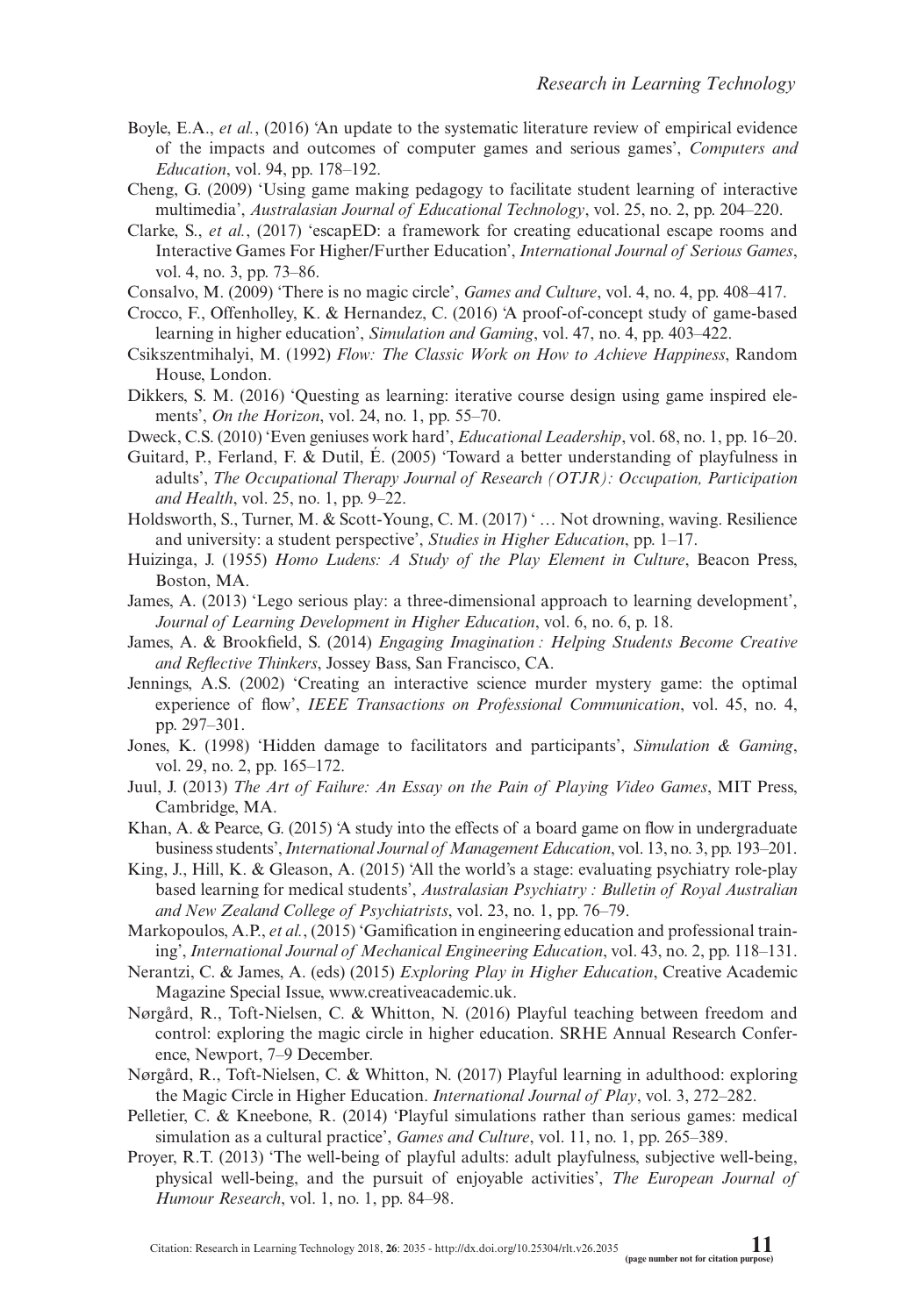Boyle, E.A., *et al.*, (2016) 'An update to the systematic literature review of empirical evidence of the impacts and outcomes of computer games and serious games', *Computers and Education*, vol. 94, pp. 178–192.

Cheng, G. (2009) 'Using game making pedagogy to facilitate student learning of interactive multimedia', *Australasian Journal of Educational Technology*, vol. 25, no. 2, pp. 204–220.

Clarke, S., *et al.*, (2017) 'escapED: a framework for creating educational escape rooms and Interactive Games For Higher/Further Education', *International Journal of Serious Games*, vol. 4, no. 3, pp. 73–86.

Consalvo, M. (2009) 'There is no magic circle', *Games and Culture*, vol. 4, no. 4, pp. 408–417.

Crocco, F., Offenholley, K. & Hernandez, C. (2016) 'A proof-of-concept study of game-based learning in higher education', *Simulation and Gaming*, vol. 47, no. 4, pp. 403–422.

Csikszentmihalyi, M. (1992) *Flow: The Classic Work on How to Achieve Happiness*, Random House, London.

Dikkers, S. M. (2016) 'Questing as learning: iterative course design using game inspired elements', *On the Horizon*, vol. 24, no. 1, pp. 55–70.

Dweck, C.S. (2010) 'Even geniuses work hard', *Educational Leadership*, vol. 68, no. 1, pp. 16–20.

Guitard, P., Ferland, F. & Dutil, É. (2005) 'Toward a better understanding of playfulness in adults', *The Occupational Therapy Journal of Research (OTJR): Occupation, Participation and Health*, vol. 25, no. 1, pp. 9–22.

Holdsworth, S., Turner, M. & Scott-Young, C. M. (2017) ' … Not drowning, waving. Resilience and university: a student perspective', *Studies in Higher Education*, pp. 1–17.

Huizinga, J. (1955) *Homo Ludens: A Study of the Play Element in Culture*, Beacon Press, Boston, MA.

James, A. (2013) 'Lego serious play: a three-dimensional approach to learning development', *Journal of Learning Development in Higher Education*, vol. 6, no. 6, p. 18.

James, A. & Brookfield, S. (2014) *Engaging Imagination : Helping Students Become Creative and Reflective Thinkers*, Jossey Bass, San Francisco, CA.

Jennings, A.S. (2002) 'Creating an interactive science murder mystery game: the optimal experience of flow', *IEEE Transactions on Professional Communication*, vol. 45, no. 4, pp. 297–301.

Jones, K. (1998) 'Hidden damage to facilitators and participants', *Simulation & Gaming*, vol. 29, no. 2, pp. 165–172.

Juul, J. (2013) *The Art of Failure: An Essay on the Pain of Playing Video Games*, MIT Press, Cambridge, MA.

Khan, A. & Pearce, G. (2015) 'A study into the effects of a board game on flow in undergraduate business students', *International Journal of Management Education*, vol. 13, no. 3, pp. 193–201.

King, J., Hill, K. & Gleason, A. (2015) 'All the world's a stage: evaluating psychiatry role-play based learning for medical students', *Australasian Psychiatry : Bulletin of Royal Australian and New Zealand College of Psychiatrists*, vol. 23, no. 1, pp. 76–79.

Markopoulos, A.P., *et al.*, (2015) 'Gamification in engineering education and professional training', *International Journal of Mechanical Engineering Education*, vol. 43, no. 2, pp. 118–131.

Nerantzi, C. & James, A. (eds) (2015) *Exploring Play in Higher Education*, Creative Academic Magazine Special Issue, www.creativeacademic.uk.

Nørgård, R., Toft-Nielsen, C. & Whitton, N. (2016) Playful teaching between freedom and control: exploring the magic circle in higher education. SRHE Annual Research Conference, Newport, 7–9 December.

Nørgård, R., Toft-Nielsen, C. & Whitton, N. (2017) Playful learning in adulthood: exploring the Magic Circle in Higher Education. *International Journal of Play*, vol. 3, 272–282.

Pelletier, C. & Kneebone, R. (2014) 'Playful simulations rather than serious games: medical simulation as a cultural practice', *Games and Culture*, vol. 11, no. 1, pp. 265–389.

Proyer, R.T. (2013) 'The well-being of playful adults: adult playfulness, subjective well-being, physical well-being, and the pursuit of enjoyable activities', *The European Journal of Humour Research*, vol. 1, no. 1, pp. 84–98.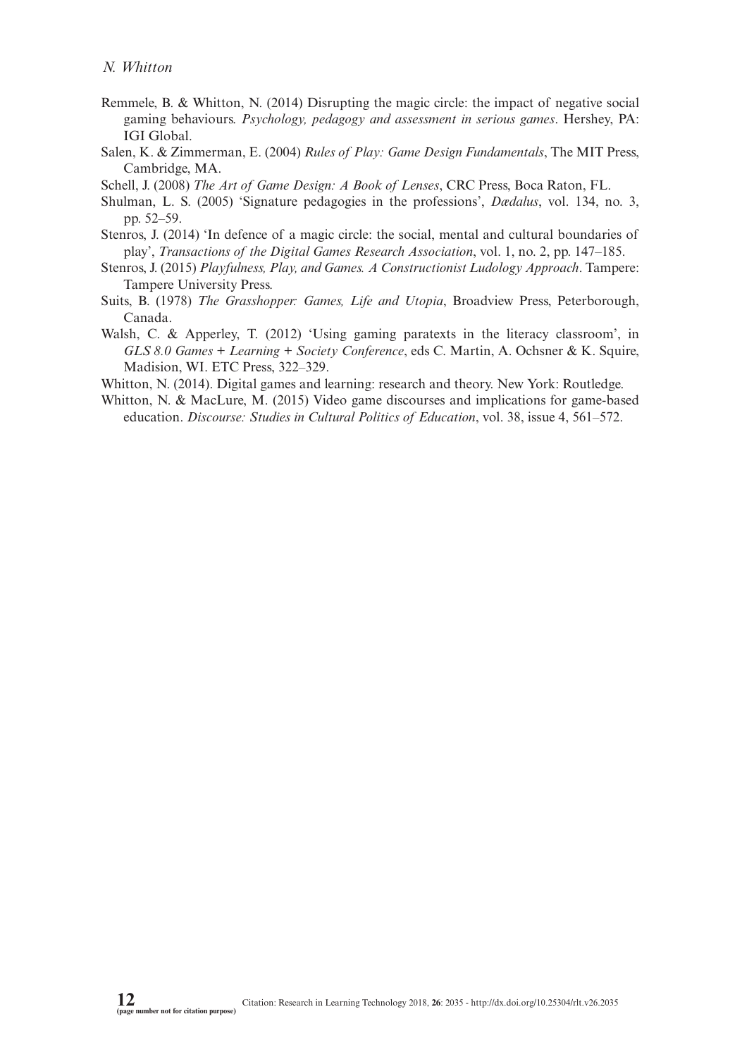Remmele, B. & Whitton, N. (2014) Disrupting the magic circle: the impact of negative social gaming behaviours. *Psychology, pedagogy and assessment in serious games*. Hershey, PA: IGI Global.

Salen, K. & Zimmerman, E. (2004) *Rules of Play: Game Design Fundamentals*, The MIT Press, Cambridge, MA.

Schell, J. (2008) *The Art of Game Design: A Book of Lenses*, CRC Press, Boca Raton, FL.

Shulman, L. S. (2005) 'Signature pedagogies in the professions', *Dædalus*, vol. 134, no. 3, pp. 52–59.

Stenros, J. (2014) 'In defence of a magic circle: the social, mental and cultural boundaries of play', *Transactions of the Digital Games Research Association*, vol. 1, no. 2, pp. 147–185.

Stenros, J. (2015) *Playfulness, Play, and Games. A Constructionist Ludology Approach*. Tampere: Tampere University Press.

Suits, B. (1978) *The Grasshopper: Games, Life and Utopia*, Broadview Press, Peterborough, Canada.

Walsh, C. & Apperley, T. (2012) 'Using gaming paratexts in the literacy classroom', in *GLS 8.0 Games + Learning + Society Conference*, eds C. Martin, A. Ochsner & K. Squire, Madision, WI. ETC Press, 322–329.

Whitton, N. (2014). Digital games and learning: research and theory. New York: Routledge.

Whitton, N. & MacLure, M. (2015) Video game discourses and implications for game-based education. *Discourse: Studies in Cultural Politics of Education*, vol. 38, issue 4, 561–572.